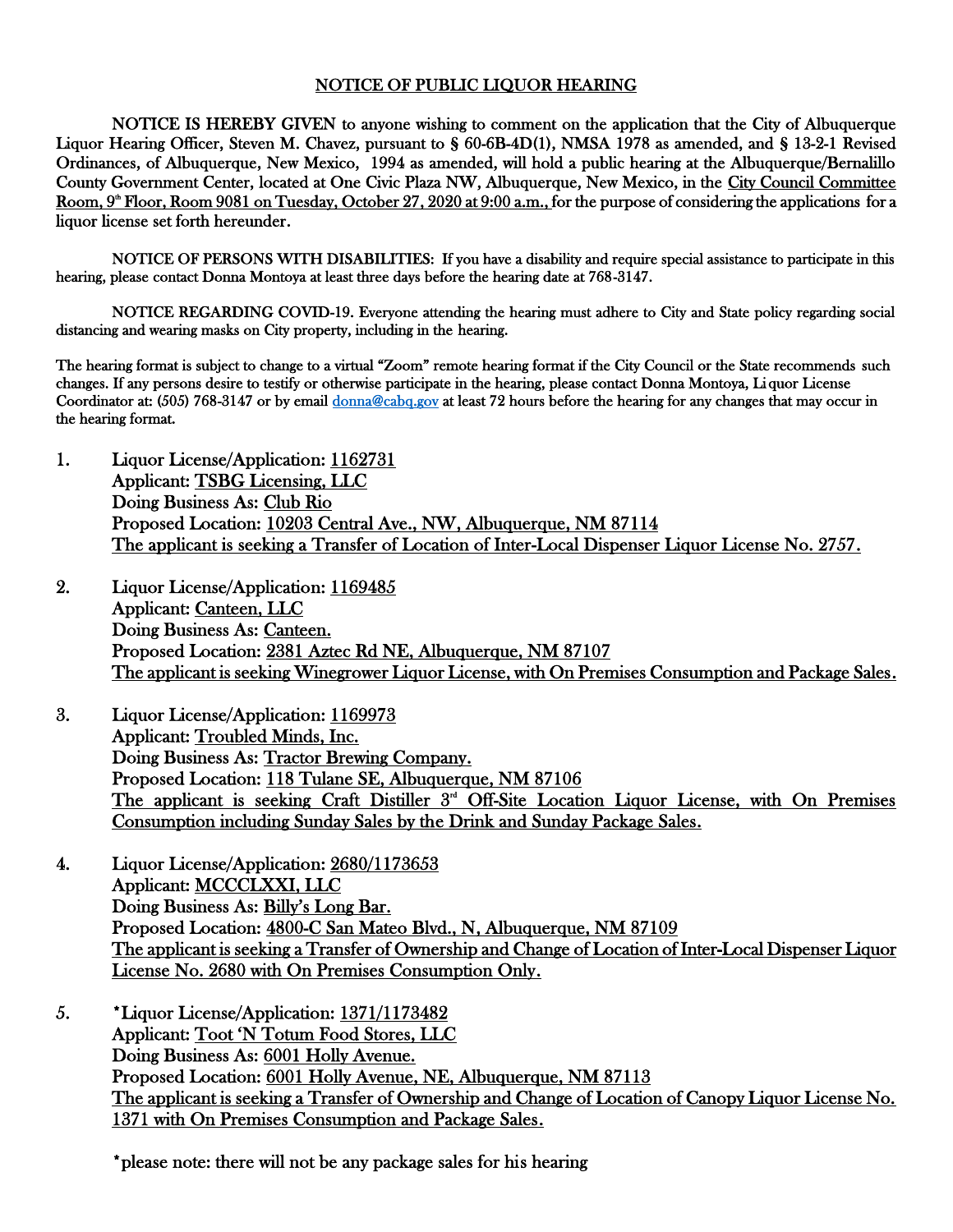# NOTICE OF PUBLIC LIQUOR HEARING

**NOTICE IS HEREBY GIVEN** to anyone wishing to comment on the application that the City of Albuquerque Liquor Hearing Officer, Steven M. Chavez, pursuant to § 60-6B-4D(1), NMSA 1978 as amended, and § 13-2-1 Revised Ordinances, of Albuquerque, New Mexico, 1994 as amended, will hold a public hearing at the Albuquerque/Bernalillo County Government Center, located at One Civic Plaza NW, Albuquerque, New Mexico, in the City Council Committee Room, 9th Floor, Room 9081 on Tuesday, October 27, 2020 at 9:00 a.m., for the purpose of considering the applications for a liquor license set forth hereunder.

NOTICE OF PERSONS WITH DISABILITIES: If you have a disability and require special assistance to participate in this hearing, please contact Donna Montoya at least three days before the hearing date at 768-3147.

NOTICE REGARDING COVID-19. Everyone attending the hearing must adhere to City and State policy regarding social distancing and wearing masks on City property, including in the hearing.

The hearing format is subject to change to a virtual "Zoom" remote hearing format if the City Council or the State recommends such changes. If any persons desire to testify or otherwise participate in the hearing, please contact Donna Montoya, Liquor License Coordinator at: (505) 768-3147 or by email donna@cabq.gov at least 72 hours before the hearing for any changes that may occur in the hearing format.

1. Liquor License/Application: 1162731
   Applicant: TSBG Licensing, LLC
   Doing Business As: Club Rio
   Proposed Location: 10203 Central Ave., NW, Albuquerque, NM 87114
   The applicant is seeking a Transfer of Location of Inter-Local Dispenser Liquor License No. 2757.

2. Liquor License/Application: 1169485
   Applicant: Canteen, LLC
   Doing Business As: Canteen.
   Proposed Location: 2381 Aztec Rd NE, Albuquerque, NM 87107
   The applicant is seeking Winegrower Liquor License, with On Premises Consumption and Package Sales.

3. Liquor License/Application: 1169973
   Applicant: Troubled Minds, Inc.
   Doing Business As: Tractor Brewing Company.
   Proposed Location: 118 Tulane SE, Albuquerque, NM 87106
   The applicant is seeking Craft Distiller 3rd Off-Site Location Liquor License, with On Premises Consumption including Sunday Sales by the Drink and Sunday Package Sales.

4. Liquor License/Application: 2680/1173653
   Applicant: MCCCLXXI, LLC
   Doing Business As: Billy's Long Bar.
   Proposed Location: 4800-C San Mateo Blvd., N, Albuquerque, NM 87109
   The applicant is seeking a Transfer of Ownership and Change of Location of Inter-Local Dispenser Liquor License No. 2680 with On Premises Consumption Only.

5. *Liquor License/Application: 1371/1173482
   Applicant: Toot 'N Totum Food Stores, LLC
   Doing Business As: 6001 Holly Avenue.
   Proposed Location: 6001 Holly Avenue, NE, Albuquerque, NM 87113
   The applicant is seeking a Transfer of Ownership and Change of Location of Canopy Liquor License No. 1371 with On Premises Consumption and Package Sales.

   *please note: there will not be any package sales for his hearing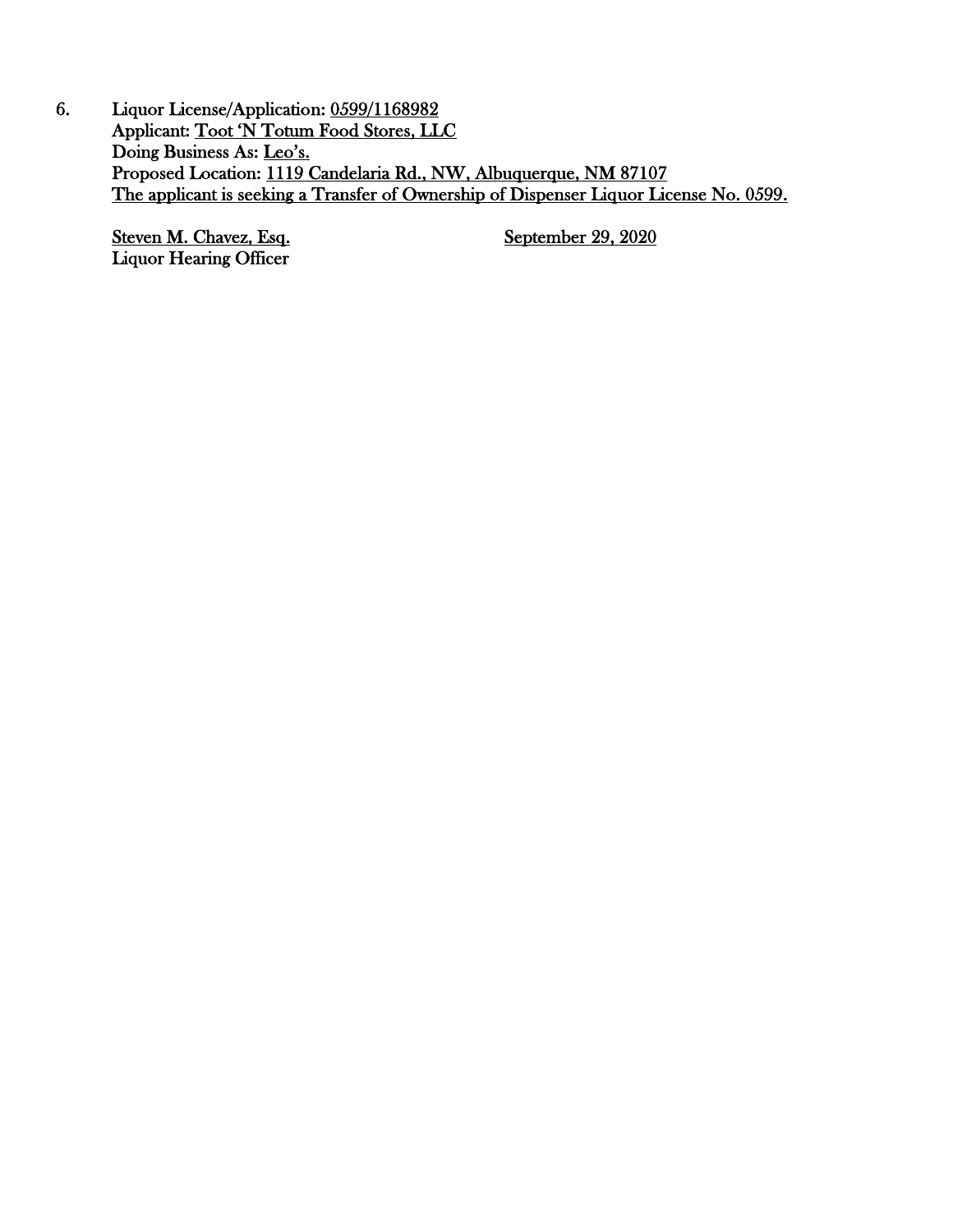6. Liquor License/Application: 0599/1168982
   Applicant: Toot 'N Totum Food Stores, LLC
   Doing Business As: Leo's.
   Proposed Location: 1119 Candelaria Rd., NW, Albuquerque, NM 87107
   The applicant is seeking a Transfer of Ownership of Dispenser Liquor License No. 0599.

Steven M. Chavez, Esq.
Liquor Hearing Officer

September 29, 2020